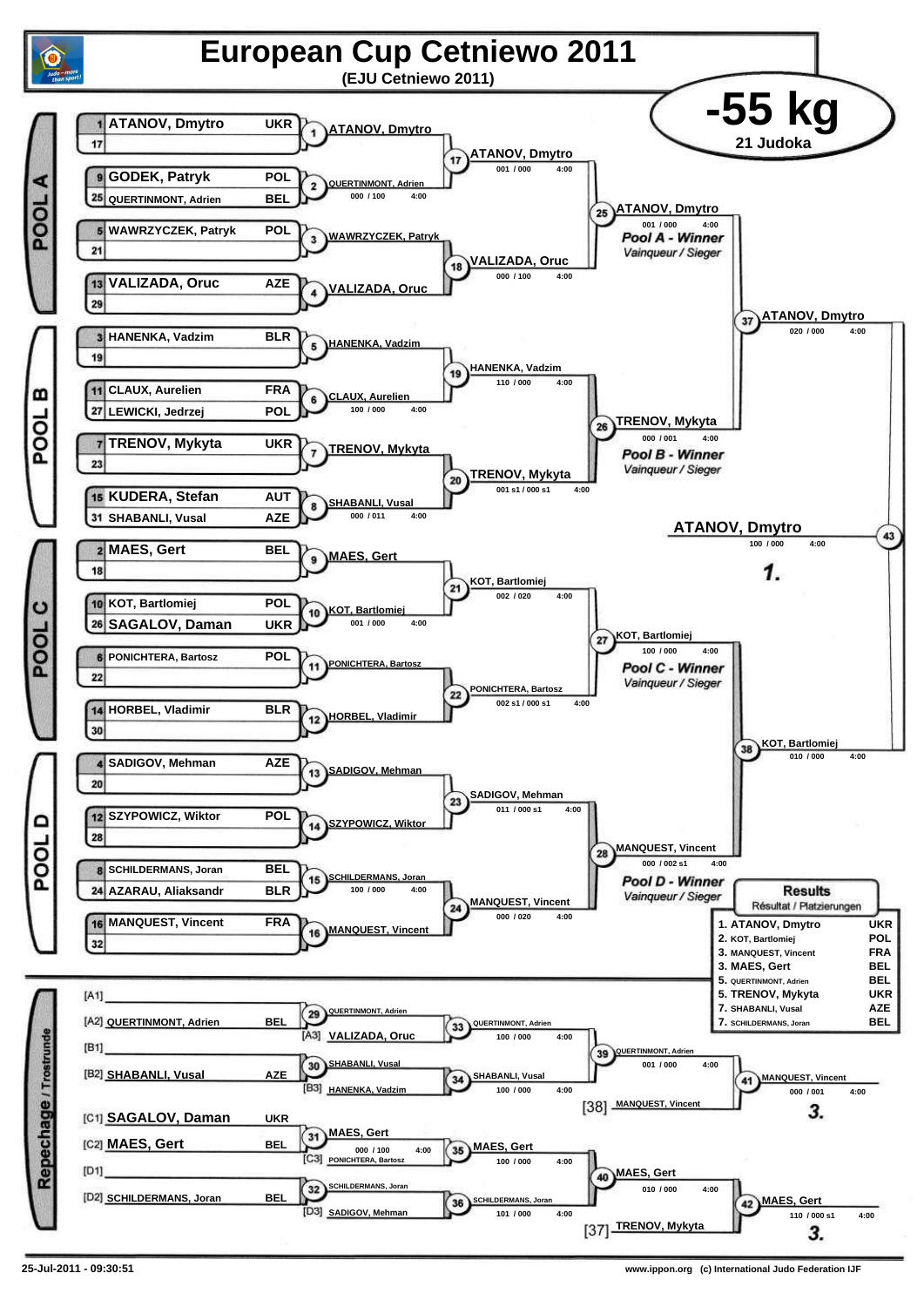# European Cup Cetniewo 2011

**(EJU Cetniewo 2011)**

## -55 kg

21 Judoka

## POOL A

| Seed | Name | Nation |
|---|---|---|
| 1 | ATANOV, Dmytro | UKR |
| 17 | | |
| 9 | GODEK, Patryk | POL |
| 25 | QUERTINMONT, Adrien | BEL |
| 5 | WAWRZYCZEK, Patryk | POL |
| 21 | | |
| 13 | VALIZADA, Oruc | AZE |
| 29 | | |

| Contest | Winner | Score | Time |
|---|---|---|---|
| 1 | ATANOV, Dmytro | | |
| 2 | QUERTINMONT, Adrien | 000 / 100 | 4:00 |
| 3 | WAWRZYCZEK, Patryk | | |
| 4 | VALIZADA, Oruc | | |
| 17 | ATANOV, Dmytro | 001 / 000 | 4:00 |
| 18 | VALIZADA, Oruc | 000 / 100 | 4:00 |
| 25 | ATANOV, Dmytro | 001 / 000 | 4:00 |

*Pool A - Winner* — Vainqueur / Sieger: ATANOV, Dmytro

## POOL B

| Seed | Name | Nation |
|---|---|---|
| 3 | HANENKA, Vadzim | BLR |
| 19 | | |
| 11 | CLAUX, Aurelien | FRA |
| 27 | LEWICKI, Jedrzej | POL |
| 7 | TRENOV, Mykyta | UKR |
| 23 | | |
| 15 | KUDERA, Stefan | AUT |
| 31 | SHABANLI, Vusal | AZE |

| Contest | Winner | Score | Time |
|---|---|---|---|
| 5 | HANENKA, Vadzim | | |
| 6 | CLAUX, Aurelien | 100 / 000 | 4:00 |
| 7 | TRENOV, Mykyta | | |
| 8 | SHABANLI, Vusal | 000 / 011 | 4:00 |
| 19 | HANENKA, Vadzim | 110 / 000 | 4:00 |
| 20 | TRENOV, Mykyta | 001 s1 / 000 s1 | 4:00 |
| 26 | TRENOV, Mykyta | 000 / 001 | 4:00 |

*Pool B - Winner* — Vainqueur / Sieger: TRENOV, Mykyta

## POOL C

| Seed | Name | Nation |
|---|---|---|
| 2 | MAES, Gert | BEL |
| 18 | | |
| 10 | KOT, Bartlomiej | POL |
| 26 | SAGALOV, Daman | UKR |
| 6 | PONICHTERA, Bartosz | POL |
| 22 | | |
| 14 | HORBEL, Vladimir | BLR |
| 30 | | |

| Contest | Winner | Score | Time |
|---|---|---|---|
| 9 | MAES, Gert | | |
| 10 | KOT, Bartlomiej | 001 / 000 | 4:00 |
| 11 | PONICHTERA, Bartosz | | |
| 12 | HORBEL, Vladimir | | |
| 21 | KOT, Bartlomiej | 002 / 020 | 4:00 |
| 22 | PONICHTERA, Bartosz | 002 s1 / 000 s1 | 4:00 |
| 27 | KOT, Bartlomiej | 100 / 000 | 4:00 |

*Pool C - Winner* — Vainqueur / Sieger: KOT, Bartlomiej

## POOL D

| Seed | Name | Nation |
|---|---|---|
| 4 | SADIGOV, Mehman | AZE |
| 20 | | |
| 12 | SZYPOWICZ, Wiktor | POL |
| 28 | | |
| 8 | SCHILDERMANS, Joran | BEL |
| 24 | AZARAU, Aliaksandr | BLR |
| 16 | MANQUEST, Vincent | FRA |
| 32 | | |

| Contest | Winner | Score | Time |
|---|---|---|---|
| 13 | SADIGOV, Mehman | | |
| 14 | SZYPOWICZ, Wiktor | | |
| 15 | SCHILDERMANS, Joran | 100 / 000 | 4:00 |
| 16 | MANQUEST, Vincent | | |
| 23 | SADIGOV, Mehman | 011 / 000 s1 | 4:00 |
| 24 | MANQUEST, Vincent | 000 / 020 | 4:00 |
| 28 | MANQUEST, Vincent | 000 / 002 s1 | 4:00 |

*Pool D - Winner* — Vainqueur / Sieger: MANQUEST, Vincent

## Semi-finals and Final

| Contest | Winner | Score | Time |
|---|---|---|---|
| 37 | ATANOV, Dmytro | 020 / 000 | 4:00 |
| 38 | KOT, Bartlomiej | 010 / 000 | 4:00 |
| 43 | ATANOV, Dmytro | 100 / 000 | 4:00 |

**1.** ATANOV, Dmytro

## Repechage / Trostrunde

| Position | Name | Nation |
|---|---|---|
| [A1] | | |
| [A2] | QUERTINMONT, Adrien | BEL |
| [A3] | VALIZADA, Oruc | |
| [B1] | | |
| [B2] | SHABANLI, Vusal | AZE |
| [B3] | HANENKA, Vadzim | |
| [C1] | SAGALOV, Daman | UKR |
| [C2] | MAES, Gert | BEL |
| [C3] | PONICHTERA, Bartosz | |
| [D1] | | |
| [D2] | SCHILDERMANS, Joran | BEL |
| [D3] | SADIGOV, Mehman | |
| [38] | MANQUEST, Vincent | |
| [37] | TRENOV, Mykyta | |

| Contest | Winner | Score | Time |
|---|---|---|---|
| 29 | QUERTINMONT, Adrien | | |
| 30 | SHABANLI, Vusal | | |
| 31 | MAES, Gert | 000 / 100 | 4:00 |
| 32 | SCHILDERMANS, Joran | | |
| 33 | QUERTINMONT, Adrien | 100 / 000 | 4:00 |
| 34 | SHABANLI, Vusal | 100 / 000 | 4:00 |
| 35 | MAES, Gert | 100 / 000 | 4:00 |
| 36 | SCHILDERMANS, Joran | 101 / 000 | 4:00 |
| 39 | QUERTINMONT, Adrien | 001 / 000 | 4:00 |
| 40 | MAES, Gert | 010 / 000 | 4:00 |
| 41 | MANQUEST, Vincent | 000 / 001 | 4:00 |
| 42 | MAES, Gert | 110 / 000 s1 | 4:00 |

**3.** MANQUEST, Vincent

**3.** MAES, Gert

## Results

Résultat / Platzierungen

| Place | Name | Nation |
|---|---|---|
| 1. | ATANOV, Dmytro | UKR |
| 2. | KOT, Bartlomiej | POL |
| 3. | MANQUEST, Vincent | FRA |
| 3. | MAES, Gert | BEL |
| 5. | QUERTINMONT, Adrien | BEL |
| 5. | TRENOV, Mykyta | UKR |
| 7. | SHABANLI, Vusal | AZE |
| 7. | SCHILDERMANS, Joran | BEL |

25-Jul-2011 - 09:30:51

www.ippon.org (c) International Judo Federation IJF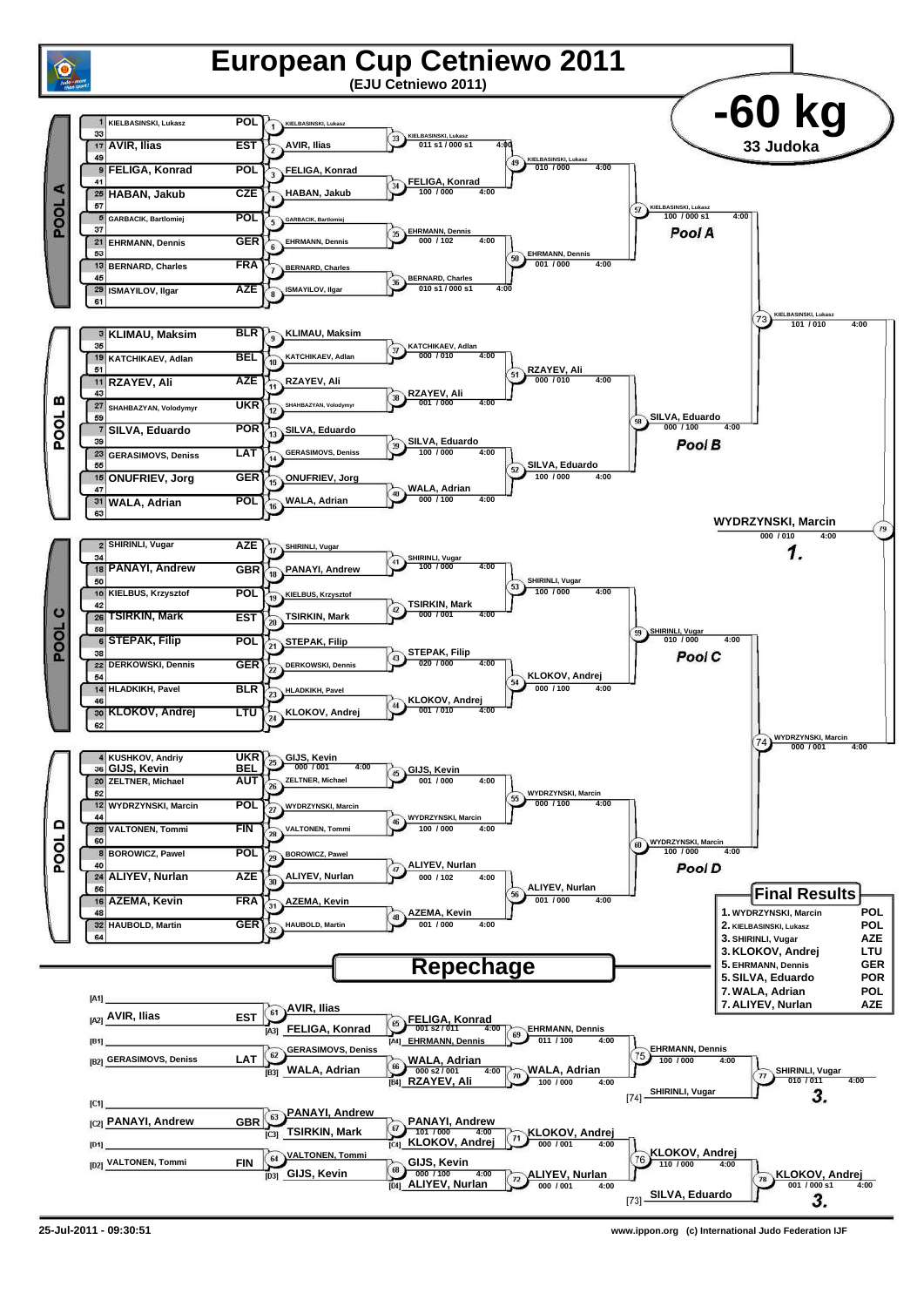# European Cup Cetniewo 2011

**(EJU Cetniewo 2011)**

## -60 kg

**33 Judoka**

### POOL A

| Seed | Name | Nation |
|---|---|---|
| 1 | KIELBASINSKI, Lukasz | POL |
| 17 | AVIR, Ilias | EST |
| 9 | FELIGA, Konrad | POL |
| 25 | HABAN, Jakub | CZE |
| 5 | GARBACIK, Bartlomiej | POL |
| 21 | EHRMANN, Dennis | GER |
| 13 | BERNARD, Charles | FRA |
| 29 | ISMAYILOV, Ilgar | AZE |

| Contest | Winner | Score | Time |
|---|---|---|---|
| 1 | KIELBASINSKI, Lukasz | | |
| 2 | AVIR, Ilias | | |
| 3 | FELIGA, Konrad | | |
| 4 | HABAN, Jakub | | |
| 5 | GARBACIK, Bartlomiej | | |
| 6 | EHRMANN, Dennis | | |
| 7 | BERNARD, Charles | | |
| 8 | ISMAYILOV, Ilgar | | |
| 33 | KIELBASINSKI, Lukasz | 011 s1 / 000 s1 | 4:00 |
| 34 | FELIGA, Konrad | 100 / 000 | 4:00 |
| 35 | EHRMANN, Dennis | 000 / 102 | 4:00 |
| 36 | BERNARD, Charles | 010 s1 / 000 s1 | 4:00 |
| 49 | KIELBASINSKI, Lukasz | 010 / 000 | 4:00 |
| 50 | EHRMANN, Dennis | 001 / 000 | 4:00 |
| 57 | KIELBASINSKI, Lukasz | 100 / 000 s1 | 4:00 |

### POOL B

| Seed | Name | Nation |
|---|---|---|
| 3 | KLIMAU, Maksim | BLR |
| 19 | KATCHIKAEV, Adlan | BEL |
| 11 | RZAYEV, Ali | AZE |
| 27 | SHAHBAZYAN, Volodymyr | UKR |
| 7 | SILVA, Eduardo | POR |
| 23 | GERASIMOVS, Deniss | LAT |
| 15 | ONUFRIEV, Jorg | GER |
| 31 | WALA, Adrian | POL |

| Contest | Winner | Score | Time |
|---|---|---|---|
| 9 | KLIMAU, Maksim | | |
| 10 | KATCHIKAEV, Adlan | | |
| 11 | RZAYEV, Ali | | |
| 12 | SHAHBAZYAN, Volodymyr | | |
| 13 | SILVA, Eduardo | | |
| 14 | GERASIMOVS, Deniss | | |
| 15 | ONUFRIEV, Jorg | | |
| 16 | WALA, Adrian | | |
| 37 | KATCHIKAEV, Adlan | 000 / 010 | 4:00 |
| 38 | RZAYEV, Ali | 001 / 000 | 4:00 |
| 39 | SILVA, Eduardo | 100 / 000 | 4:00 |
| 40 | WALA, Adrian | 000 / 100 | 4:00 |
| 51 | RZAYEV, Ali | 000 / 010 | 4:00 |
| 52 | SILVA, Eduardo | 100 / 000 | 4:00 |
| 58 | SILVA, Eduardo | 000 / 100 | 4:00 |

### POOL C

| Seed | Name | Nation |
|---|---|---|
| 2 | SHIRINLI, Vugar | AZE |
| 18 | PANAYI, Andrew | GBR |
| 10 | KIELBUS, Krzysztof | POL |
| 26 | TSIRKIN, Mark | EST |
| 6 | STEPAK, Filip | POL |
| 22 | DERKOWSKI, Dennis | GER |
| 14 | HLADKIKH, Pavel | BLR |
| 30 | KLOKOV, Andrej | LTU |

| Contest | Winner | Score | Time |
|---|---|---|---|
| 17 | SHIRINLI, Vugar | | |
| 18 | PANAYI, Andrew | | |
| 19 | KIELBUS, Krzysztof | | |
| 20 | TSIRKIN, Mark | | |
| 21 | STEPAK, Filip | | |
| 22 | DERKOWSKI, Dennis | | |
| 23 | HLADKIKH, Pavel | | |
| 24 | KLOKOV, Andrej | | |
| 41 | SHIRINLI, Vugar | 100 / 000 | 4:00 |
| 42 | TSIRKIN, Mark | 000 / 001 | 4:00 |
| 43 | STEPAK, Filip | 020 / 000 | 4:00 |
| 44 | KLOKOV, Andrej | 001 / 010 | 4:00 |
| 53 | SHIRINLI, Vugar | 100 / 000 | 4:00 |
| 54 | KLOKOV, Andrej | 000 / 100 | 4:00 |
| 59 | SHIRINLI, Vugar | 010 / 000 | 4:00 |

### POOL D

| Seed | Name | Nation |
|---|---|---|
| 4 | KUSHKOV, Andriy | UKR |
| 36 | GIJS, Kevin | BEL |
| 20 | ZELTNER, Michael | AUT |
| 12 | WYDRZYNSKI, Marcin | POL |
| 28 | VALTONEN, Tommi | FIN |
| 8 | BOROWICZ, Pawel | POL |
| 24 | ALIYEV, Nurlan | AZE |
| 16 | AZEMA, Kevin | FRA |
| 32 | HAUBOLD, Martin | GER |

| Contest | Winner | Score | Time |
|---|---|---|---|
| 25 | GIJS, Kevin | 000 / 001 | 4:00 |
| 26 | ZELTNER, Michael | | |
| 27 | WYDRZYNSKI, Marcin | | |
| 28 | VALTONEN, Tommi | | |
| 29 | BOROWICZ, Pawel | | |
| 30 | ALIYEV, Nurlan | | |
| 31 | AZEMA, Kevin | | |
| 32 | HAUBOLD, Martin | | |
| 45 | GIJS, Kevin | 001 / 000 | 4:00 |
| 46 | WYDRZYNSKI, Marcin | 100 / 000 | 4:00 |
| 47 | ALIYEV, Nurlan | 000 / 102 | 4:00 |
| 48 | AZEMA, Kevin | 001 / 000 | 4:00 |
| 55 | WYDRZYNSKI, Marcin | 000 / 100 | 4:00 |
| 56 | ALIYEV, Nurlan | 001 / 000 | 4:00 |
| 60 | WYDRZYNSKI, Marcin | 100 / 000 | 4:00 |

### Final Block

| Contest | Winner | Score | Time |
|---|---|---|---|
| 73 | KIELBASINSKI, Lukasz | 101 / 010 | 4:00 |
| 74 | WYDRZYNSKI, Marcin | 000 / 001 | 4:00 |
| 79 | WYDRZYNSKI, Marcin | 000 / 010 | 4:00 |

**1.** WYDRZYNSKI, Marcin

## Repechage

| Position | Name | Nation |
|---|---|---|
| [A1] | | |
| [A2] | AVIR, Ilias | EST |
| [B1] | | |
| [B2] | GERASIMOVS, Deniss | LAT |
| [C1] | | |
| [C2] | PANAYI, Andrew | GBR |
| [D1] | | |
| [D2] | VALTONEN, Tommi | FIN |

| Contest | Winner | Score | Time |
|---|---|---|---|
| 61 | AVIR, Ilias | | |
| 62 | GERASIMOVS, Deniss | | |
| 63 | PANAYI, Andrew | | |
| 64 | VALTONEN, Tommi | | |
| 65 | FELIGA, Konrad (vs [A3] FELIGA, Konrad) | 001 s2 / 011 | 4:00 |
| 66 | WALA, Adrian (vs [B3] WALA, Adrian) | 000 s2 / 001 | 4:00 |
| 67 | PANAYI, Andrew (vs [C3] TSIRKIN, Mark) | 101 / 000 | 4:00 |
| 68 | GIJS, Kevin (vs [D3] GIJS, Kevin) | 000 / 100 | 4:00 |
| 69 | EHRMANN, Dennis (vs [A4] EHRMANN, Dennis) | 011 / 100 | 4:00 |
| 70 | WALA, Adrian (vs [B4] RZAYEV, Ali) | 100 / 000 | 4:00 |
| 71 | KLOKOV, Andrej (vs [C4] KLOKOV, Andrej) | 000 / 001 | 4:00 |
| 72 | ALIYEV, Nurlan (vs [D4] ALIYEV, Nurlan) | 000 / 001 | 4:00 |
| 75 | EHRMANN, Dennis | 100 / 000 | 4:00 |
| 76 | KLOKOV, Andrej | 110 / 000 | 4:00 |
| 77 | SHIRINLI, Vugar (vs [74] SHIRINLI, Vugar) | 010 / 011 | 4:00 |
| 78 | KLOKOV, Andrej (vs [73] SILVA, Eduardo) | 001 / 000 s1 | 4:00 |

**3.** SHIRINLI, Vugar

**3.** KLOKOV, Andrej

## Final Results

| Place | Name | Nation |
|---|---|---|
| 1. | WYDRZYNSKI, Marcin | POL |
| 2. | KIELBASINSKI, Lukasz | POL |
| 3. | SHIRINLI, Vugar | AZE |
| 3. | KLOKOV, Andrej | LTU |
| 5. | EHRMANN, Dennis | GER |
| 5. | SILVA, Eduardo | POR |
| 7. | WALA, Adrian | POL |
| 7. | ALIYEV, Nurlan | AZE |

25-Jul-2011 - 09:30:51

www.ippon.org (c) International Judo Federation IJF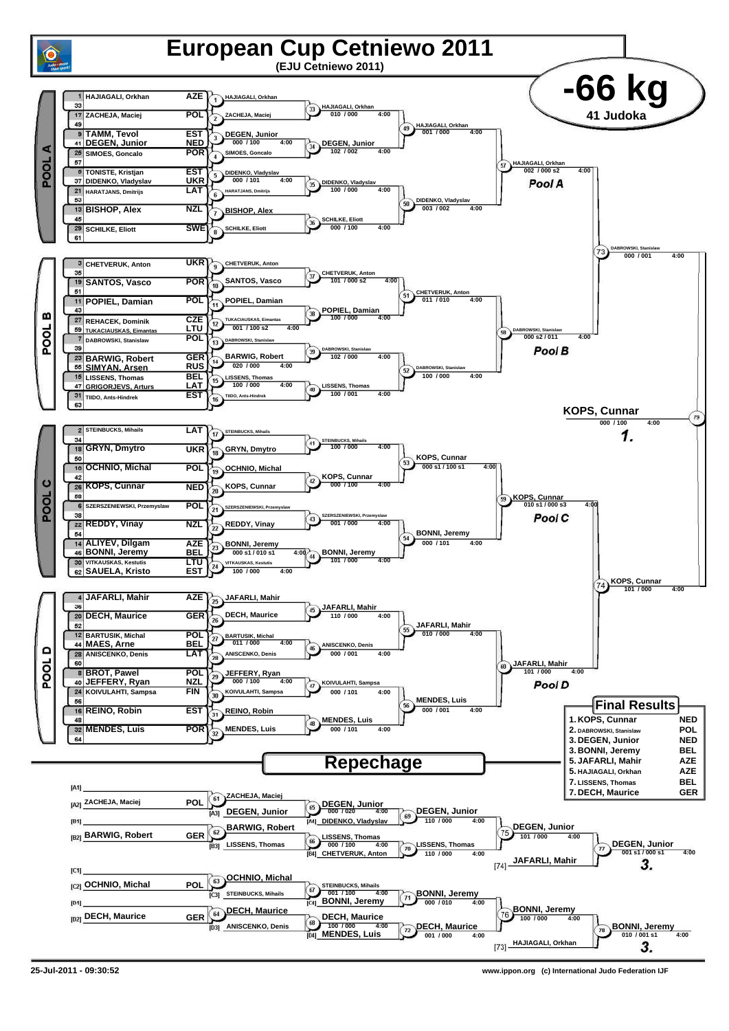# European Cup Cetniewo 2011

**(EJU Cetniewo 2011)**

## -66 kg

**41 Judoka**

## POOL A

| No. | Name | Nation |
|---|---|---|
| 1 | HAJIAGALI, Orkhan | AZE |
| 33 | | |
| 17 | ZACHEJA, Maciej | POL |
| 49 | | |
| 9 | TAMM, Tevol | EST |
| 41 | DEGEN, Junior | NED |
| 25 | SIMOES, Goncalo | POR |
| 57 | | |
| 5 | TONISTE, Kristjan | EST |
| 37 | DIDENKO, Vladyslav | UKR |
| 21 | HARATJANS, Dmitrijs | LAT |
| 53 | | |
| 13 | BISHOP, Alex | NZL |
| 45 | | |
| 29 | SCHILKE, Eliott | SWE |
| 61 | | |

| Contest | Winner | Score | Time |
|---|---|---|---|
| 1 | HAJIAGALI, Orkhan | | |
| 2 | ZACHEJA, Maciej | | |
| 3 | DEGEN, Junior | 000 / 100 | 4:00 |
| 4 | SIMOES, Goncalo | | |
| 5 | DIDENKO, Vladyslav | 000 / 101 | 4:00 |
| 6 | HARATJANS, Dmitrijs | | |
| 7 | BISHOP, Alex | | |
| 8 | SCHILKE, Eliott | | |
| 33 | HAJIAGALI, Orkhan | 010 / 000 | 4:00 |
| 34 | DEGEN, Junior | 102 / 002 | 4:00 |
| 35 | DIDENKO, Vladyslav | 100 / 000 | 4:00 |
| 36 | SCHILKE, Eliott | 000 / 100 | 4:00 |
| 49 | HAJIAGALI, Orkhan | 001 / 000 | 4:00 |
| 50 | DIDENKO, Vladyslav | 003 / 002 | 4:00 |
| 57 | HAJIAGALI, Orkhan | 002 / 000 s2 | 4:00 |

**Pool A**

## POOL B

| No. | Name | Nation |
|---|---|---|
| 3 | CHETVERUK, Anton | UKR |
| 35 | | |
| 19 | SANTOS, Vasco | POR |
| 51 | | |
| 11 | POPIEL, Damian | POL |
| 43 | | |
| 27 | REHACEK, Dominik | CZE |
| 59 | TUKACIAUSKAS, Eimantas | LTU |
| 7 | DABROWSKI, Stanislaw | POL |
| 39 | | |
| 23 | BARWIG, Robert | GER |
| 55 | SIMYAN, Arsen | RUS |
| 15 | LISSENS, Thomas | BEL |
| 47 | GRIGORJEVS, Arturs | LAT |
| 31 | TIIDO, Ants-Hindrek | EST |
| 63 | | |

| Contest | Winner | Score | Time |
|---|---|---|---|
| 9 | CHETVERUK, Anton | | |
| 10 | SANTOS, Vasco | | |
| 11 | POPIEL, Damian | | |
| 12 | TUKACIAUSKAS, Eimantas | 001 / 100 s2 | 4:00 |
| 13 | DABROWSKI, Stanislaw | | |
| 14 | BARWIG, Robert | 020 / 000 | 4:00 |
| 15 | LISSENS, Thomas | 100 / 000 | 4:00 |
| 16 | TIIDO, Ants-Hindrek | | |
| 37 | CHETVERUK, Anton | 101 / 000 s2 | 4:00 |
| 38 | POPIEL, Damian | 100 / 000 | 4:00 |
| 39 | DABROWSKI, Stanislaw | 102 / 000 | 4:00 |
| 40 | LISSENS, Thomas | 100 / 001 | 4:00 |
| 51 | CHETVERUK, Anton | 011 / 010 | 4:00 |
| 52 | DABROWSKI, Stanislaw | 100 / 000 | 4:00 |
| 58 | DABROWSKI, Stanislaw | 000 s2 / 011 | 4:00 |
| 73 | DABROWSKI, Stanislaw | 000 / 001 | 4:00 |

**Pool B**

## POOL C

| No. | Name | Nation |
|---|---|---|
| 2 | STEINBUCKS, Mihails | LAT |
| 34 | | |
| 18 | GRYN, Dmytro | UKR |
| 50 | | |
| 10 | OCHNIO, Michal | POL |
| 42 | | |
| 26 | KOPS, Cunnar | NED |
| 58 | | |
| 6 | SZERSZENIEWSKI, Przemyslaw | POL |
| 38 | | |
| 22 | REDDY, Vinay | NZL |
| 54 | | |
| 14 | ALIYEV, Dilgam | AZE |
| 46 | BONNI, Jeremy | BEL |
| 30 | VITKAUSKAS, Kestutis | LTU |
| 62 | SAUELA, Kristo | EST |

| Contest | Winner | Score | Time |
|---|---|---|---|
| 17 | STEINBUCKS, Mihails | | |
| 18 | GRYN, Dmytro | | |
| 19 | OCHNIO, Michal | | |
| 20 | KOPS, Cunnar | | |
| 21 | SZERSZENIEWSKI, Przemyslaw | | |
| 22 | REDDY, Vinay | | |
| 23 | BONNI, Jeremy | 000 s1 / 010 s1 | 4:00 |
| 24 | VITKAUSKAS, Kestutis | 100 / 000 | 4:00 |
| 41 | STEINBUCKS, Mihails | 100 / 000 | 4:00 |
| 42 | KOPS, Cunnar | 000 / 100 | 4:00 |
| 43 | SZERSZENIEWSKI, Przemyslaw | 001 / 000 | 4:00 |
| 44 | BONNI, Jeremy | 101 / 000 | 4:00 |
| 53 | KOPS, Cunnar | 000 s1 / 100 s1 | 4:00 |
| 54 | BONNI, Jeremy | 000 / 101 | 4:00 |
| 59 | KOPS, Cunnar | 010 s1 / 000 s3 | 4:00 |
| 74 | KOPS, Cunnar | 101 / 000 | 4:00 |

**Pool C**

## POOL D

| No. | Name | Nation |
|---|---|---|
| 4 | JAFARLI, Mahir | AZE |
| 36 | | |
| 20 | DECH, Maurice | GER |
| 52 | | |
| 12 | BARTUSIK, Michal | POL |
| 44 | MAES, Arne | BEL |
| 28 | ANISCENKO, Denis | LAT |
| 60 | | |
| 8 | BROT, Pawel | POL |
| 40 | JEFFERY, Ryan | NZL |
| 24 | KOIVULAHTI, Sampsa | FIN |
| 56 | | |
| 16 | REINO, Robin | EST |
| 48 | | |
| 32 | MENDES, Luis | POR |
| 64 | | |

| Contest | Winner | Score | Time |
|---|---|---|---|
| 25 | JAFARLI, Mahir | | |
| 26 | DECH, Maurice | | |
| 27 | BARTUSIK, Michal | 011 / 000 | 4:00 |
| 28 | ANISCENKO, Denis | | |
| 29 | JEFFERY, Ryan | 000 / 100 | 4:00 |
| 30 | KOIVULAHTI, Sampsa | | |
| 31 | REINO, Robin | | |
| 32 | MENDES, Luis | | |
| 45 | JAFARLI, Mahir | 110 / 000 | 4:00 |
| 46 | ANISCENKO, Denis | 000 / 001 | 4:00 |
| 47 | KOIVULAHTI, Sampsa | 000 / 101 | 4:00 |
| 48 | MENDES, Luis | 000 / 101 | 4:00 |
| 55 | JAFARLI, Mahir | 010 / 000 | 4:00 |
| 56 | MENDES, Luis | 000 / 001 | 4:00 |
| 60 | JAFARLI, Mahir | 101 / 000 | 4:00 |

**Pool D**

## Final

| Contest | Winner | Score | Time |
|---|---|---|---|
| 79 | KOPS, Cunnar | 000 / 100 | 4:00 |

**1.**

## Final Results

| Place | Name | Nation |
|---|---|---|
| 1. | KOPS, Cunnar | NED |
| 2. | DABROWSKI, Stanislaw | POL |
| 3. | DEGEN, Junior | NED |
| 3. | BONNI, Jeremy | BEL |
| 5. | JAFARLI, Mahir | AZE |
| 5. | HAJIAGALI, Orkhan | AZE |
| 7. | LISSENS, Thomas | BEL |
| 7. | DECH, Maurice | GER |

## Repechage

| Slot | Name | Nation |
|---|---|---|
| [A1] | | |
| [A2] | ZACHEJA, Maciej | POL |
| [B1] | | |
| [B2] | BARWIG, Robert | GER |
| [C1] | | |
| [C2] | OCHNIO, Michal | POL |
| [D1] | | |
| [D2] | DECH, Maurice | GER |

| Contest | Winner | Opponent | Score | Time |
|---|---|---|---|---|
| 61 | ZACHEJA, Maciej | | | |
| 62 | BARWIG, Robert | | | |
| 63 | OCHNIO, Michal | | | |
| 64 | DECH, Maurice | | | |
| 65 | DEGEN, Junior | ZACHEJA, Maciej / [A3] DEGEN, Junior | 000 / 020 | 4:00 |
| 66 | LISSENS, Thomas | BARWIG, Robert / [B3] LISSENS, Thomas | 000 / 100 | 4:00 |
| 67 | STEINBUCKS, Mihails | OCHNIO, Michal / [C3] STEINBUCKS, Mihails | 001 / 100 | 4:00 |
| 68 | DECH, Maurice | DECH, Maurice / [D3] ANISCENKO, Denis | 100 / 000 | 4:00 |
| 69 | DEGEN, Junior | DEGEN, Junior / [A4] DIDENKO, Vladyslav | 110 / 000 | 4:00 |
| 70 | LISSENS, Thomas | LISSENS, Thomas / [B4] CHETVERUK, Anton | 110 / 000 | 4:00 |
| 71 | BONNI, Jeremy | STEINBUCKS, Mihails / [C4] BONNI, Jeremy | 000 / 010 | 4:00 |
| 72 | DECH, Maurice | DECH, Maurice / [D4] MENDES, Luis | 001 / 000 | 4:00 |
| 75 | DEGEN, Junior | DEGEN, Junior / LISSENS, Thomas | 101 / 000 | 4:00 |
| 76 | BONNI, Jeremy | BONNI, Jeremy / DECH, Maurice | 100 / 000 | 4:00 |
| 77 | DEGEN, Junior | DEGEN, Junior / [74] JAFARLI, Mahir | 001 s1 / 000 s1 | 4:00 |
| 78 | BONNI, Jeremy | BONNI, Jeremy / [73] HAJIAGALI, Orkhan | 010 / 001 s1 | 4:00 |

DEGEN, Junior **3.**

BONNI, Jeremy **3.**

25-Jul-2011 - 09:30:52

www.ippon.org (c) International Judo Federation IJF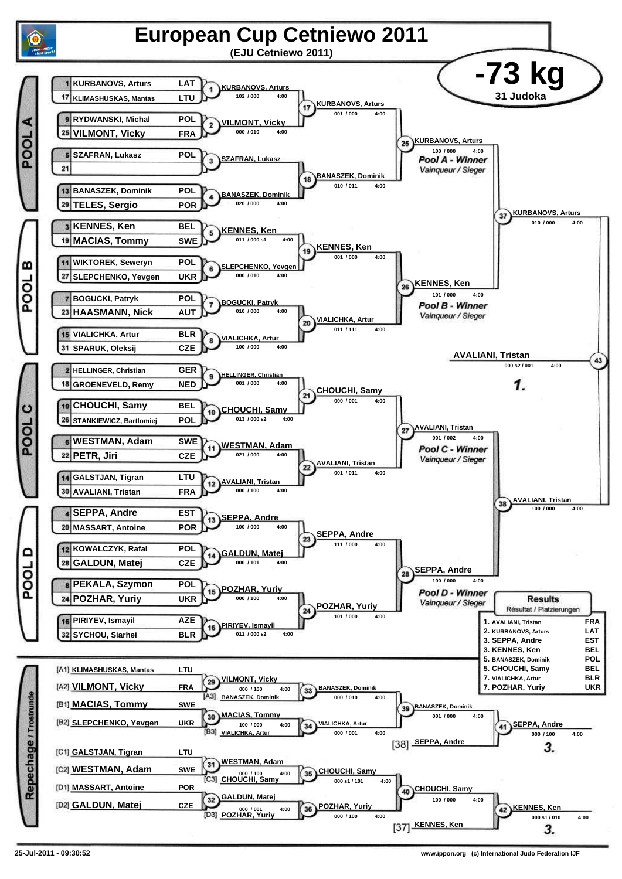# European Cup Cetniewo 2011

**(EJU Cetniewo 2011)**

## -73 kg

**31 Judoka**

## POOL A

| Seed | Name | Nation |
|---|---|---|
| 1 | KURBANOVS, Arturs | LAT |
| 17 | KLIMASHUSKAS, Mantas | LTU |
| 9 | RYDWANSKI, Michal | POL |
| 25 | VILMONT, Vicky | FRA |
| 5 | SZAFRAN, Lukasz | POL |
| 21 | | |
| 13 | BANASZEK, Dominik | POL |
| 29 | TELES, Sergio | POR |

- 1: KURBANOVS, Arturs — 102 / 000 — 4:00
- 2: VILMONT, Vicky — 000 / 010 — 4:00
- 3: SZAFRAN, Lukasz
- 4: BANASZEK, Dominik — 020 / 000 — 4:00
- 17: KURBANOVS, Arturs — 001 / 000 — 4:00
- 18: BANASZEK, Dominik — 010 / 011 — 4:00
- 25: KURBANOVS, Arturs — 100 / 000 — 4:00 — *Pool A - Winner* / *Vainqueur / Sieger*

## POOL B

| Seed | Name | Nation |
|---|---|---|
| 3 | KENNES, Ken | BEL |
| 19 | MACIAS, Tommy | SWE |
| 11 | WIKTOREK, Seweryn | POL |
| 27 | SLEPCHENKO, Yevgen | UKR |
| 7 | BOGUCKI, Patryk | POL |
| 23 | HAASMANN, Nick | AUT |
| 15 | VIALICHKA, Artur | BLR |
| 31 | SPARUK, Oleksij | CZE |

- 5: KENNES, Ken — 011 / 000 s1 — 4:00
- 6: SLEPCHENKO, Yevgen — 000 / 010 — 4:00
- 7: BOGUCKI, Patryk — 010 / 000 — 4:00
- 8: VIALICHKA, Artur — 100 / 000 — 4:00
- 19: KENNES, Ken — 001 / 000 — 4:00
- 20: VIALICHKA, Artur — 011 / 111 — 4:00
- 26: KENNES, Ken — 101 / 000 — 4:00 — *Pool B - Winner* / *Vainqueur / Sieger*

## POOL C

| Seed | Name | Nation |
|---|---|---|
| 2 | HELLINGER, Christian | GER |
| 18 | GROENEVELD, Remy | NED |
| 10 | CHOUCHI, Samy | BEL |
| 26 | STANKIEWICZ, Bartlomiej | POL |
| 6 | WESTMAN, Adam | SWE |
| 22 | PETR, Jiri | CZE |
| 14 | GALSTJAN, Tigran | LTU |
| 30 | AVALIANI, Tristan | FRA |

- 9: HELLINGER, Christian — 001 / 000 — 4:00
- 10: CHOUCHI, Samy — 013 / 000 s2 — 4:00
- 11: WESTMAN, Adam — 021 / 000 — 4:00
- 12: AVALIANI, Tristan — 000 / 100 — 4:00
- 21: CHOUCHI, Samy — 000 / 001 — 4:00
- 22: AVALIANI, Tristan — 001 / 011 — 4:00
- 27: AVALIANI, Tristan — 001 / 002 — 4:00 — *Pool C - Winner* / *Vainqueur / Sieger*

## POOL D

| Seed | Name | Nation |
|---|---|---|
| 4 | SEPPA, Andre | EST |
| 20 | MASSART, Antoine | POR |
| 12 | KOWALCZYK, Rafal | POL |
| 28 | GALDUN, Matej | CZE |
| 8 | PEKALA, Szymon | POL |
| 24 | POZHAR, Yuriy | UKR |
| 16 | PIRIYEV, Ismayil | AZE |
| 32 | SYCHOU, Siarhei | BLR |

- 13: SEPPA, Andre — 100 / 000 — 4:00
- 14: GALDUN, Matej — 000 / 101 — 4:00
- 15: POZHAR, Yuriy — 000 / 100 — 4:00
- 16: PIRIYEV, Ismayil — 011 / 000 s2 — 4:00
- 23: SEPPA, Andre — 111 / 000 — 4:00
- 24: POZHAR, Yuriy — 101 / 000 — 4:00
- 28: SEPPA, Andre — 100 / 000 — 4:00 — *Pool D - Winner* / *Vainqueur / Sieger*

## Semi-finals and Final

- 37: KURBANOVS, Arturs — 010 / 000 — 4:00
- 38: AVALIANI, Tristan — 100 / 000 — 4:00
- 43: AVALIANI, Tristan — 000 s2 / 001 — 4:00 — **1.**

## Repechage / Trostrunde

| | Name | Nation |
|---|---|---|
| [A1] | KLIMASHUSKAS, Mantas | LTU |
| [A2] | VILMONT, Vicky | FRA |
| [B1] | MACIAS, Tommy | SWE |
| [B2] | SLEPCHENKO, Yevgen | UKR |
| [C1] | GALSTJAN, Tigran | LTU |
| [C2] | WESTMAN, Adam | SWE |
| [D1] | MASSART, Antoine | POR |
| [D2] | GALDUN, Matej | CZE |

- 29: VILMONT, Vicky — 000 / 100 — 4:00
- [A3] BANASZEK, Dominik
- 33: BANASZEK, Dominik — 000 / 010 — 4:00
- 30: MACIAS, Tommy — 100 / 000 — 4:00
- [B3] VIALICHKA, Artur
- 34: VIALICHKA, Artur — 000 / 001 — 4:00
- 39: BANASZEK, Dominik — 001 / 000 — 4:00
- [38] SEPPA, Andre
- 41: SEPPA, Andre — 000 / 100 — 4:00 — **3.**
- 31: WESTMAN, Adam — 000 / 100 — 4:00
- [C3] CHOUCHI, Samy
- 35: CHOUCHI, Samy — 000 s1 / 101 — 4:00
- 32: GALDUN, Matej — 000 / 001 — 4:00
- [D3] POZHAR, Yuriy
- 36: POZHAR, Yuriy — 000 / 100 — 4:00
- 40: CHOUCHI, Samy — 100 / 000 — 4:00
- [37] KENNES, Ken
- 42: KENNES, Ken — 000 s1 / 010 — 4:00 — **3.**

## Results

Résultat / Platzierungen

| Place | Name | Nation |
|---|---|---|
| 1. | AVALIANI, Tristan | FRA |
| 2. | KURBANOVS, Arturs | LAT |
| 3. | SEPPA, Andre | EST |
| 3. | KENNES, Ken | BEL |
| 5. | BANASZEK, Dominik | POL |
| 5. | CHOUCHI, Samy | BEL |
| 7. | VIALICHKA, Artur | BLR |
| 7. | POZHAR, Yuriy | UKR |

25-Jul-2011 - 09:30:52

www.ippon.org (c) International Judo Federation IJF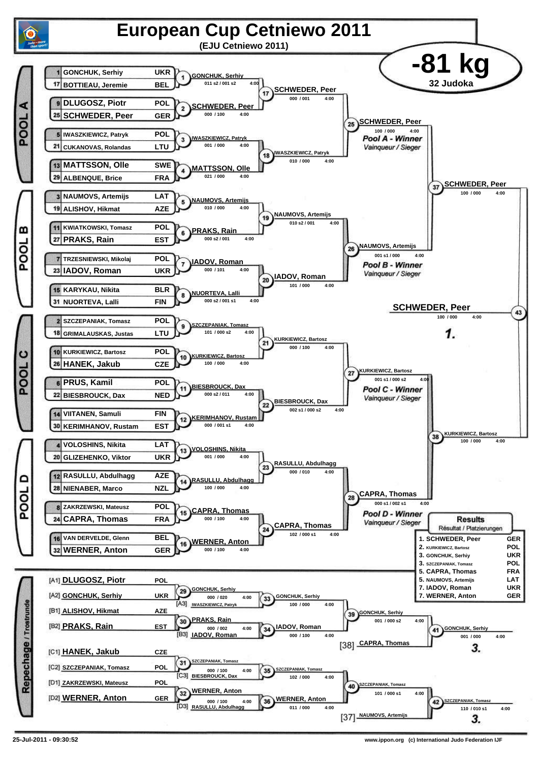# European Cup Cetniewo 2011

**(EJU Cetniewo 2011)**

## -81 kg

32 Judoka

### POOL A

| Seed | Name | Nation |
|---|---|---|
| 1 | GONCHUK, Serhiy | UKR |
| 17 | BOTTIEAU, Jeremie | BEL |
| 9 | DLUGOSZ, Piotr | POL |
| 25 | SCHWEDER, Peer | GER |
| 5 | IWASZKIEWICZ, Patryk | POL |
| 21 | CUKANOVAS, Rolandas | LTU |
| 13 | MATTSSON, Olle | SWE |
| 29 | ALBENQUE, Brice | FRA |

| Contest | Winner | Score | Time |
|---|---|---|---|
| 1 | GONCHUK, Serhiy | 011 s2 / 001 s2 | 4:00 |
| 2 | SCHWEDER, Peer | 000 / 100 | 4:00 |
| 3 | IWASZKIEWICZ, Patryk | 001 / 000 | 4:00 |
| 4 | MATTSSON, Olle | 021 / 000 | 4:00 |
| 17 | SCHWEDER, Peer | 000 / 001 | 4:00 |
| 18 | IWASZKIEWICZ, Patryk | 010 / 000 | 4:00 |
| 25 | SCHWEDER, Peer | 100 / 000 | 4:00 |

Pool A - Winner / Vainqueur / Sieger: SCHWEDER, Peer

### POOL B

| Seed | Name | Nation |
|---|---|---|
| 3 | NAUMOVS, Artemijs | LAT |
| 19 | ALISHOV, Hikmat | AZE |
| 11 | KWIATKOWSKI, Tomasz | POL |
| 27 | PRAKS, Rain | EST |
| 7 | TRZESNIEWSKI, Mikolaj | POL |
| 23 | IADOV, Roman | UKR |
| 15 | KARYKAU, Nikita | BLR |
| 31 | NUORTEVA, Lalli | FIN |

| Contest | Winner | Score | Time |
|---|---|---|---|
| 5 | NAUMOVS, Artemijs | 010 / 000 | 4:00 |
| 6 | PRAKS, Rain | 000 s2 / 001 | 4:00 |
| 7 | IADOV, Roman | 000 / 101 | 4:00 |
| 8 | NUORTEVA, Lalli | 000 s2 / 001 s1 | 4:00 |
| 19 | NAUMOVS, Artemijs | 010 s2 / 001 | 4:00 |
| 20 | IADOV, Roman | 101 / 000 | 4:00 |
| 26 | NAUMOVS, Artemijs | 001 s1 / 000 | 4:00 |

Pool B - Winner / Vainqueur / Sieger: NAUMOVS, Artemijs

### POOL C

| Seed | Name | Nation |
|---|---|---|
| 2 | SZCZEPANIAK, Tomasz | POL |
| 18 | GRIMALAUSKAS, Justas | LTU |
| 10 | KURKIEWICZ, Bartosz | POL |
| 26 | HANEK, Jakub | CZE |
| 6 | PRUS, Kamil | POL |
| 22 | BIESBROUCK, Dax | NED |
| 14 | VIITANEN, Samuli | FIN |
| 30 | KERIMHANOV, Rustam | EST |

| Contest | Winner | Score | Time |
|---|---|---|---|
| 9 | SZCZEPANIAK, Tomasz | 101 / 000 s2 | 4:00 |
| 10 | KURKIEWICZ, Bartosz | 100 / 000 | 4:00 |
| 11 | BIESBROUCK, Dax | 000 s2 / 011 | 4:00 |
| 12 | KERIMHANOV, Rustam | 000 / 001 s1 | 4:00 |
| 21 | KURKIEWICZ, Bartosz | 000 / 100 | 4:00 |
| 22 | BIESBROUCK, Dax | 002 s1 / 000 s2 | 4:00 |
| 27 | KURKIEWICZ, Bartosz | 001 s1 / 000 s2 | 4:00 |

Pool C - Winner / Vainqueur / Sieger: KURKIEWICZ, Bartosz

### POOL D

| Seed | Name | Nation |
|---|---|---|
| 4 | VOLOSHINS, Nikita | LAT |
| 20 | GLIZEHENKO, Viktor | UKR |
| 12 | RASULLU, Abdulhagg | AZE |
| 28 | NIENABER, Marco | NZL |
| 8 | ZAKRZEWSKI, Mateusz | POL |
| 24 | CAPRA, Thomas | FRA |
| 16 | VAN DERVELDE, Glenn | BEL |
| 32 | WERNER, Anton | GER |

| Contest | Winner | Score | Time |
|---|---|---|---|
| 13 | VOLOSHINS, Nikita | 001 / 000 | 4:00 |
| 14 | RASULLU, Abdulhagg | 100 / 000 | 4:00 |
| 15 | CAPRA, Thomas | 000 / 100 | 4:00 |
| 16 | WERNER, Anton | 000 / 100 | 4:00 |
| 23 | RASULLU, Abdulhagg | 000 / 010 | 4:00 |
| 24 | CAPRA, Thomas | 102 / 000 s1 | 4:00 |
| 28 | CAPRA, Thomas | 000 s1 / 002 s1 | 4:00 |

Pool D - Winner / Vainqueur / Sieger: CAPRA, Thomas

### Semi-finals and Final

| Contest | Winner | Score | Time |
|---|---|---|---|
| 37 | SCHWEDER, Peer | 100 / 000 | 4:00 |
| 38 | KURKIEWICZ, Bartosz | 100 / 000 | 4:00 |
| 43 | SCHWEDER, Peer | 100 / 000 | 4:00 |

**1.** SCHWEDER, Peer

### Repechage / Trostrunde

| Pos | Name | Nation |
|---|---|---|
| [A1] | DLUGOSZ, Piotr | POL |
| [A2] | GONCHUK, Serhiy | UKR |
| [B1] | ALISHOV, Hikmat | AZE |
| [B2] | PRAKS, Rain | EST |
| [C1] | HANEK, Jakub | CZE |
| [C2] | SZCZEPANIAK, Tomasz | POL |
| [D1] | ZAKRZEWSKI, Mateusz | POL |
| [D2] | WERNER, Anton | GER |

| Contest | Winner | Score | Time |
|---|---|---|---|
| 29 | GONCHUK, Serhiy | 000 / 020 | 4:00 |
| 30 | PRAKS, Rain | 000 / 002 | 4:00 |
| 31 | SZCZEPANIAK, Tomasz | 000 / 100 | 4:00 |
| 32 | WERNER, Anton | 000 / 100 | 4:00 |
| 33 | GONCHUK, Serhiy (vs [A3] IWASZKIEWICZ, Patryk) | 100 / 000 | 4:00 |
| 34 | IADOV, Roman (vs [B3] IADOV, Roman) | 000 / 100 | 4:00 |
| 35 | SZCZEPANIAK, Tomasz (vs [C3] BIESBROUCK, Dax) | 102 / 000 | 4:00 |
| 36 | WERNER, Anton (vs [D3] RASULLU, Abdulhagg) | 011 / 000 | 4:00 |
| 39 | GONCHUK, Serhiy | 001 / 000 s2 | 4:00 |
| 40 | SZCZEPANIAK, Tomasz | 101 / 000 s1 | 4:00 |
| 41 | GONCHUK, Serhiy (vs [38] CAPRA, Thomas) | 001 / 000 | 4:00 |
| 42 | SZCZEPANIAK, Tomasz (vs [37] NAUMOVS, Artemijs) | 110 / 010 s1 | 4:00 |

**3.** GONCHUK, Serhiy
**3.** SZCZEPANIAK, Tomasz

### Results / Résultat / Platzierungen

| Place | Name | Nation |
|---|---|---|
| 1. | SCHWEDER, Peer | GER |
| 2. | KURKIEWICZ, Bartosz | POL |
| 3. | GONCHUK, Serhiy | UKR |
| 3. | SZCZEPANIAK, Tomasz | POL |
| 5. | CAPRA, Thomas | FRA |
| 5. | NAUMOVS, Artemijs | LAT |
| 7. | IADOV, Roman | UKR |
| 7. | WERNER, Anton | GER |

25-Jul-2011 - 09:30:52

www.ippon.org (c) International Judo Federation IJF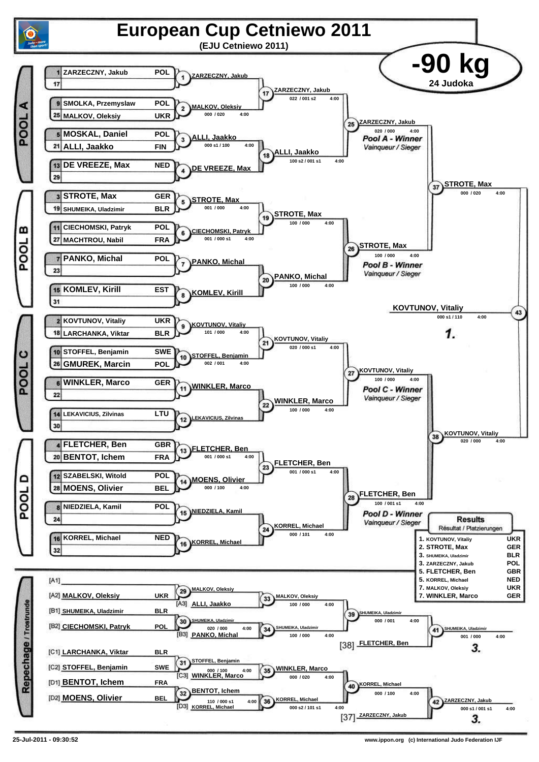# European Cup Cetniewo 2011

**(EJU Cetniewo 2011)**

## -90 kg

**24 Judoka**

### POOL A

| Seed | Name | Nation |
|---|---|---|
| 1 | ZARZECZNY, Jakub | POL |
| 17 | | |
| 9 | SMOLKA, Przemyslaw | POL |
| 25 | MALKOV, Oleksiy | UKR |
| 5 | MOSKAL, Daniel | POL |
| 21 | ALLI, Jaakko | FIN |
| 13 | DE VREEZE, Max | NED |
| 29 | | |

- (1) ZARZECZNY, Jakub
- (2) MALKOV, Oleksiy — 000 / 020 — 4:00
- (3) ALLI, Jaakko — 000 s1 / 100 — 4:00
- (4) DE VREEZE, Max
- (17) ZARZECZNY, Jakub — 022 / 001 s2 — 4:00
- (18) ALLI, Jaakko — 100 s2 / 001 s1 — 4:00
- (25) ZARZECZNY, Jakub — 020 / 000 — 4:00 — *Pool A - Winner / Vainqueur / Sieger*

### POOL B

| Seed | Name | Nation |
|---|---|---|
| 3 | STROTE, Max | GER |
| 19 | SHUMEIKA, Uladzimir | BLR |
| 11 | CIECHOMSKI, Patryk | POL |
| 27 | MACHTROU, Nabil | FRA |
| 7 | PANKO, Michal | POL |
| 23 | | |
| 15 | KOMLEV, Kirill | EST |
| 31 | | |

- (5) STROTE, Max — 001 / 000 — 4:00
- (6) CIECHOMSKI, Patryk — 001 / 000 s1 — 4:00
- (7) PANKO, Michal
- (8) KOMLEV, Kirill
- (19) STROTE, Max — 100 / 000 — 4:00
- (20) PANKO, Michal — 100 / 000 — 4:00
- (26) STROTE, Max — 100 / 000 — 4:00 — *Pool B - Winner / Vainqueur / Sieger*

### POOL C

| Seed | Name | Nation |
|---|---|---|
| 2 | KOVTUNOV, Vitaliy | UKR |
| 18 | LARCHANKA, Viktar | BLR |
| 10 | STOFFEL, Benjamin | SWE |
| 26 | GMUREK, Marcin | POL |
| 6 | WINKLER, Marco | GER |
| 22 | | |
| 14 | LEKAVICIUS, Zilvinas | LTU |
| 30 | | |

- (9) KOVTUNOV, Vitaliy — 101 / 000 — 4:00
- (10) STOFFEL, Benjamin — 002 / 001 — 4:00
- (11) WINKLER, Marco
- (12) LEKAVICIUS, Zilvinas
- (21) KOVTUNOV, Vitaliy — 020 / 000 s1 — 4:00
- (22) WINKLER, Marco — 100 / 000 — 4:00
- (27) KOVTUNOV, Vitaliy — 100 / 000 — 4:00 — *Pool C - Winner / Vainqueur / Sieger*

### POOL D

| Seed | Name | Nation |
|---|---|---|
| 4 | FLETCHER, Ben | GBR |
| 20 | BENTOT, Ichem | FRA |
| 12 | SZABELSKI, Witold | POL |
| 28 | MOENS, Olivier | BEL |
| 8 | NIEDZIELA, Kamil | POL |
| 24 | | |
| 16 | KORREL, Michael | NED |
| 32 | | |

- (13) FLETCHER, Ben — 001 / 000 s1 — 4:00
- (14) MOENS, Olivier — 000 / 100 — 4:00
- (15) NIEDZIELA, Kamil
- (16) KORREL, Michael
- (23) FLETCHER, Ben — 001 / 000 s1 — 4:00
- (24) KORREL, Michael — 000 / 101 — 4:00
- (28) FLETCHER, Ben — 100 / 001 s1 — 4:00 — *Pool D - Winner / Vainqueur / Sieger*

### Semi-finals and Final

- (37) STROTE, Max — 000 / 020 — 4:00
- (38) KOVTUNOV, Vitaliy — 020 / 000 — 4:00
- (43) KOVTUNOV, Vitaliy — 000 s1 / 110 — 4:00 — **1.**

### Repechage / Trostrunde

| Pos | Name | Nation |
|---|---|---|
| [A1] | | |
| [A2] | MALKOV, Oleksiy | UKR |
| [B1] | SHUMEIKA, Uladzimir | BLR |
| [B2] | CIECHOMSKI, Patryk | POL |
| [C1] | LARCHANKA, Viktar | BLR |
| [C2] | STOFFEL, Benjamin | SWE |
| [D1] | BENTOT, Ichem | FRA |
| [D2] | MOENS, Olivier | BEL |

- (29) MALKOV, Oleksiy
- (30) SHUMEIKA, Uladzimir — 020 / 000 — 4:00
- (31) STOFFEL, Benjamin — 000 / 100 — 4:00
- (32) BENTOT, Ichem — 110 / 000 s1 — 4:00
- (33) MALKOV, Oleksiy vs [A3] ALLI, Jaakko — 100 / 000 — 4:00
- (34) SHUMEIKA, Uladzimir vs [B3] PANKO, Michal — 100 / 000 — 4:00
- (35) WINKLER, Marco vs [C3] WINKLER, Marco — 000 / 020 — 4:00
- (36) KORREL, Michael vs [D3] KORREL, Michael — 000 s2 / 101 s1 — 4:00
- (39) SHUMEIKA, Uladzimir — 000 / 001 — 4:00
- (40) KORREL, Michael — 000 / 100 — 4:00
- (41) SHUMEIKA, Uladzimir vs [38] FLETCHER, Ben — 001 / 000 — 4:00 — **3.**
- (42) ZARZECZNY, Jakub vs [37] ZARZECZNY, Jakub — 000 s1 / 001 s1 — 4:00 — **3.**

### Results / Résultat / Platzierungen

| Place | Name | Nation |
|---|---|---|
| 1. | KOVTUNOV, Vitaliy | UKR |
| 2. | STROTE, Max | GER |
| 3. | SHUMEIKA, Uladzimir | BLR |
| 3. | ZARZECZNY, Jakub | POL |
| 5. | FLETCHER, Ben | GBR |
| 5. | KORREL, Michael | NED |
| 7. | MALKOV, Oleksiy | UKR |
| 7. | WINKLER, Marco | GER |

25-Jul-2011 - 09:30:52

www.ippon.org (c) International Judo Federation IJF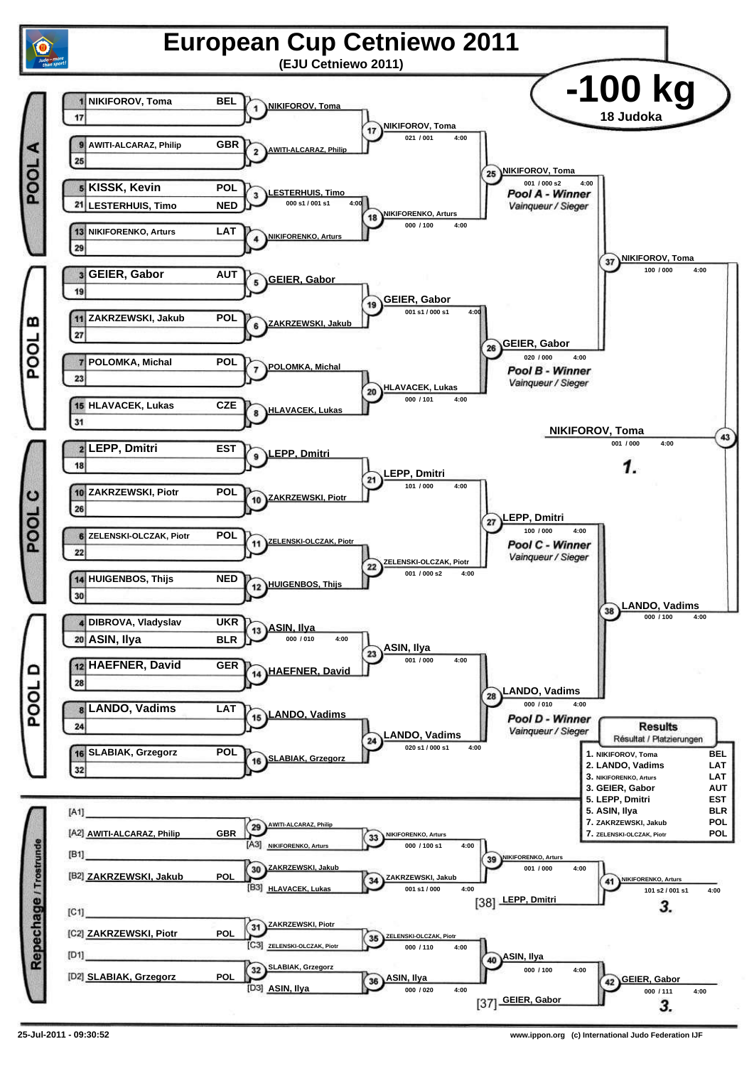# European Cup Cetniewo 2011

**(EJU Cetniewo 2011)**

## -100 kg

18 Judoka

### POOL A

| Seed | Name | Nation |
|---|---|---|
| 1 | NIKIFOROV, Toma | BEL |
| 17 | | |
| 9 | AWITI-ALCARAZ, Philip | GBR |
| 25 | | |
| 5 | KISSK, Kevin | POL |
| 21 | LESTERHUIS, Timo | NED |
| 13 | NIKIFORENKO, Arturs | LAT |
| 29 | | |

- 1: NIKIFOROV, Toma
- 2: AWITI-ALCARAZ, Philip
- 3: LESTERHUIS, Timo — 000 s1 / 001 s1 — 4:00
- 4: NIKIFORENKO, Arturs
- 17: NIKIFOROV, Toma — 021 / 001 — 4:00
- 18: NIKIFORENKO, Arturs — 000 / 100 — 4:00
- 25: NIKIFOROV, Toma — 001 / 000 s2 — 4:00 — *Pool A - Winner* / *Vainqueur / Sieger*

### POOL B

| Seed | Name | Nation |
|---|---|---|
| 3 | GEIER, Gabor | AUT |
| 19 | | |
| 11 | ZAKRZEWSKI, Jakub | POL |
| 27 | | |
| 7 | POLOMKA, Michal | POL |
| 23 | | |
| 15 | HLAVACEK, Lukas | CZE |
| 31 | | |

- 5: GEIER, Gabor
- 6: ZAKRZEWSKI, Jakub
- 7: POLOMKA, Michal
- 8: HLAVACEK, Lukas
- 19: GEIER, Gabor — 001 s1 / 000 s1 — 4:00
- 20: HLAVACEK, Lukas — 000 / 101 — 4:00
- 26: GEIER, Gabor — 020 / 000 — 4:00 — *Pool B - Winner* / *Vainqueur / Sieger*

### POOL C

| Seed | Name | Nation |
|---|---|---|
| 2 | LEPP, Dmitri | EST |
| 18 | | |
| 10 | ZAKRZEWSKI, Piotr | POL |
| 26 | | |
| 6 | ZELENSKI-OLCZAK, Piotr | POL |
| 22 | | |
| 14 | HUIGENBOS, Thijs | NED |
| 30 | | |

- 9: LEPP, Dmitri
- 10: ZAKRZEWSKI, Piotr
- 11: ZELENSKI-OLCZAK, Piotr
- 12: HUIGENBOS, Thijs
- 21: LEPP, Dmitri — 101 / 000 — 4:00
- 22: ZELENSKI-OLCZAK, Piotr — 001 / 000 s2 — 4:00
- 27: LEPP, Dmitri — 100 / 000 — 4:00 — *Pool C - Winner* / *Vainqueur / Sieger*

### POOL D

| Seed | Name | Nation |
|---|---|---|
| 4 | DIBROVA, Vladyslav | UKR |
| 20 | ASIN, Ilya | BLR |
| 12 | HAEFNER, David | GER |
| 28 | | |
| 8 | LANDO, Vadims | LAT |
| 24 | | |
| 16 | SLABIAK, Grzegorz | POL |
| 32 | | |

- 13: ASIN, Ilya — 000 / 010 — 4:00
- 14: HAEFNER, David
- 15: LANDO, Vadims
- 16: SLABIAK, Grzegorz
- 23: ASIN, Ilya — 001 / 000 — 4:00
- 24: LANDO, Vadims — 020 s1 / 000 s1 — 4:00
- 28: LANDO, Vadims — 000 / 010 — 4:00 — *Pool D - Winner* / *Vainqueur / Sieger*

### Semi-finals and Final

- 37: NIKIFOROV, Toma — 100 / 000 — 4:00
- 38: LANDO, Vadims — 000 / 100 — 4:00
- 43: NIKIFOROV, Toma — 001 / 000 — 4:00 — **1.**

### Repechage / Trostrunde

- [A1]
- [A2] AWITI-ALCARAZ, Philip — GBR
- [A3] NIKIFORENKO, Arturs
- [B1]
- [B2] ZAKRZEWSKI, Jakub — POL
- [B3] HLAVACEK, Lukas
- [C1]
- [C2] ZAKRZEWSKI, Piotr — POL
- [C3] ZELENSKI-OLCZAK, Piotr
- [D1]
- [D2] SLABIAK, Grzegorz — POL
- [D3] ASIN, Ilya

- 29: AWITI-ALCARAZ, Philip
- 30: ZAKRZEWSKI, Jakub
- 31: ZAKRZEWSKI, Piotr
- 32: SLABIAK, Grzegorz
- 33: NIKIFORENKO, Arturs — 000 / 100 s1 — 4:00
- 34: ZAKRZEWSKI, Jakub — 001 s1 / 000 — 4:00
- 35: ZELENSKI-OLCZAK, Piotr — 000 / 110 — 4:00
- 36: ASIN, Ilya — 000 / 020 — 4:00
- 39: NIKIFORENKO, Arturs — 001 / 000 — 4:00
- 40: ASIN, Ilya — 000 / 100 — 4:00
- [38] LEPP, Dmitri
- [37] GEIER, Gabor
- 41: NIKIFORENKO, Arturs — 101 s2 / 001 s1 — 4:00 — **3.**
- 42: GEIER, Gabor — 000 / 111 — 4:00 — **3.**

### Results
Résultat / Platzierungen

| Place | Name | Nation |
|---|---|---|
| 1. | NIKIFOROV, Toma | BEL |
| 2. | LANDO, Vadims | LAT |
| 3. | NIKIFORENKO, Arturs | LAT |
| 3. | GEIER, Gabor | AUT |
| 5. | LEPP, Dmitri | EST |
| 5. | ASIN, Ilya | BLR |
| 7. | ZAKRZEWSKI, Jakub | POL |
| 7. | ZELENSKI-OLCZAK, Piotr | POL |

25-Jul-2011 - 09:30:52

www.ippon.org (c) International Judo Federation IJF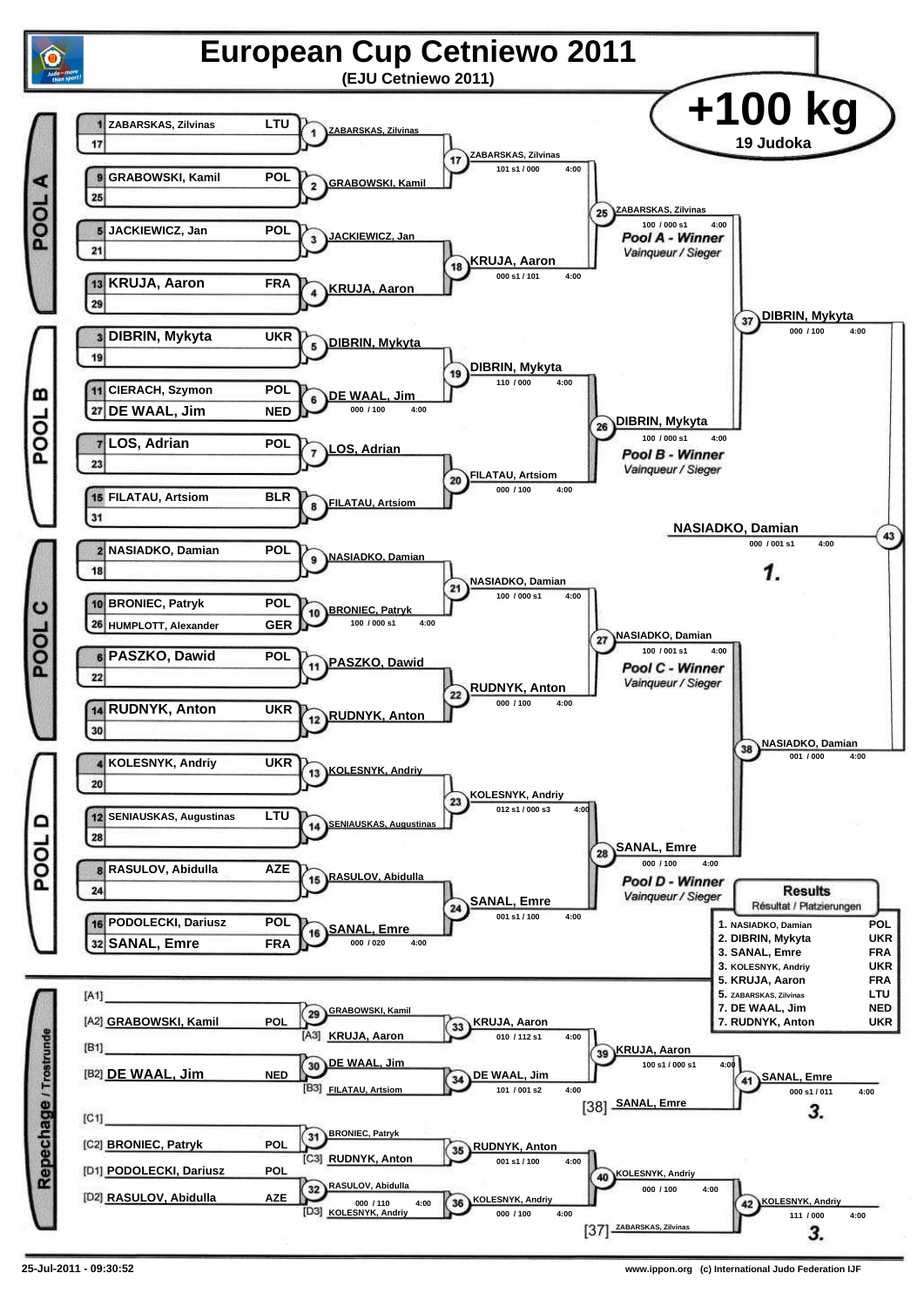# European Cup Cetniewo 2011

**(EJU Cetniewo 2011)**

## +100 kg

19 Judoka

### POOL A

| Draw | Name | Nation |
|---|---|---|
| 1 | ZABARSKAS, Zilvinas | LTU |
| 17 | | |
| 9 | GRABOWSKI, Kamil | POL |
| 25 | | |
| 5 | JACKIEWICZ, Jan | POL |
| 21 | | |
| 13 | KRUJA, Aaron | FRA |
| 29 | | |

- 1: ZABARSKAS, Zilvinas
- 2: GRABOWSKI, Kamil
- 3: JACKIEWICZ, Jan
- 4: KRUJA, Aaron
- 17: ZABARSKAS, Zilvinas — 101 s1 / 000 — 4:00
- 18: KRUJA, Aaron — 000 s1 / 101 — 4:00
- 25: ZABARSKAS, Zilvinas — 100 / 000 s1 — 4:00

*Pool A - Winner*
*Vainqueur / Sieger*

### POOL B

| Draw | Name | Nation |
|---|---|---|
| 3 | DIBRIN, Mykyta | UKR |
| 19 | | |
| 11 | CIERACH, Szymon | POL |
| 27 | DE WAAL, Jim | NED |
| 7 | LOS, Adrian | POL |
| 23 | | |
| 15 | FILATAU, Artsiom | BLR |
| 31 | | |

- 5: DIBRIN, Mykyta
- 6: DE WAAL, Jim — 000 / 100 — 4:00
- 7: LOS, Adrian
- 8: FILATAU, Artsiom
- 19: DIBRIN, Mykyta — 110 / 000 — 4:00
- 20: FILATAU, Artsiom — 000 / 100 — 4:00
- 26: DIBRIN, Mykyta — 100 / 000 s1 — 4:00

*Pool B - Winner*
*Vainqueur / Sieger*

- 37: DIBRIN, Mykyta — 000 / 100 — 4:00

### POOL C

| Draw | Name | Nation |
|---|---|---|
| 2 | NASIADKO, Damian | POL |
| 18 | | |
| 10 | BRONIEC, Patryk | POL |
| 26 | HUMPLOTT, Alexander | GER |
| 6 | PASZKO, Dawid | POL |
| 22 | | |
| 14 | RUDNYK, Anton | UKR |
| 30 | | |

- 9: NASIADKO, Damian
- 10: BRONIEC, Patryk — 100 / 000 s1 — 4:00
- 11: PASZKO, Dawid
- 12: RUDNYK, Anton
- 21: NASIADKO, Damian — 100 / 000 s1 — 4:00
- 22: RUDNYK, Anton — 000 / 100 — 4:00
- 27: NASIADKO, Damian — 100 / 001 s1 — 4:00

*Pool C - Winner*
*Vainqueur / Sieger*

### POOL D

| Draw | Name | Nation |
|---|---|---|
| 4 | KOLESNYK, Andriy | UKR |
| 20 | | |
| 12 | SENIAUSKAS, Augustinas | LTU |
| 28 | | |
| 8 | RASULOV, Abidulla | AZE |
| 24 | | |
| 16 | PODOLECKI, Dariusz | POL |
| 32 | SANAL, Emre | FRA |

- 13: KOLESNYK, Andriy
- 14: SENIAUSKAS, Augustinas
- 15: RASULOV, Abidulla
- 16: SANAL, Emre — 000 / 020 — 4:00
- 23: KOLESNYK, Andriy — 012 s1 / 000 s3 — 4:00
- 24: SANAL, Emre — 001 s1 / 100 — 4:00
- 28: SANAL, Emre — 000 / 100 — 4:00

*Pool D - Winner*
*Vainqueur / Sieger*

- 38: NASIADKO, Damian — 001 / 000 — 4:00

### Final

- 43: NASIADKO, Damian — 000 / 001 s1 — 4:00 — **1.**

### Repechage / Trostrunde

| Pos | Name | Nation |
|---|---|---|
| [A1] | | |
| [A2] | GRABOWSKI, Kamil | POL |
| [B1] | | |
| [B2] | DE WAAL, Jim | NED |
| [C1] | | |
| [C2] | BRONIEC, Patryk | POL |
| [D1] | PODOLECKI, Dariusz | POL |
| [D2] | RASULOV, Abidulla | AZE |

- 29: GRABOWSKI, Kamil; [A3] KRUJA, Aaron
- 30: DE WAAL, Jim; [B3] FILATAU, Artsiom
- 31: BRONIEC, Patryk; [C3] RUDNYK, Anton
- 32: RASULOV, Abidulla — 000 / 110 — 4:00; [D3] KOLESNYK, Andriy
- 33: KRUJA, Aaron — 010 / 112 s1 — 4:00
- 34: DE WAAL, Jim — 101 / 001 s2 — 4:00
- 35: RUDNYK, Anton — 001 s1 / 100 — 4:00
- 36: KOLESNYK, Andriy — 000 / 100 — 4:00
- 39: KRUJA, Aaron — 100 s1 / 000 s1 — 4:00
- 40: KOLESNYK, Andriy — 000 / 100 — 4:00
- [38] SANAL, Emre
- [37] ZABARSKAS, Zilvinas
- 41: SANAL, Emre — 000 s1 / 011 — 4:00 — **3.**
- 42: KOLESNYK, Andriy — 111 / 000 — 4:00 — **3.**

### Results

Résultat / Platzierungen

| Place | Name | Nation |
|---|---|---|
| 1. | NASIADKO, Damian | POL |
| 2. | DIBRIN, Mykyta | UKR |
| 3. | SANAL, Emre | FRA |
| 3. | KOLESNYK, Andriy | UKR |
| 5. | KRUJA, Aaron | FRA |
| 5. | ZABARSKAS, Zilvinas | LTU |
| 7. | DE WAAL, Jim | NED |
| 7. | RUDNYK, Anton | UKR |

25-Jul-2011 - 09:30:52

www.ippon.org (c) International Judo Federation IJF